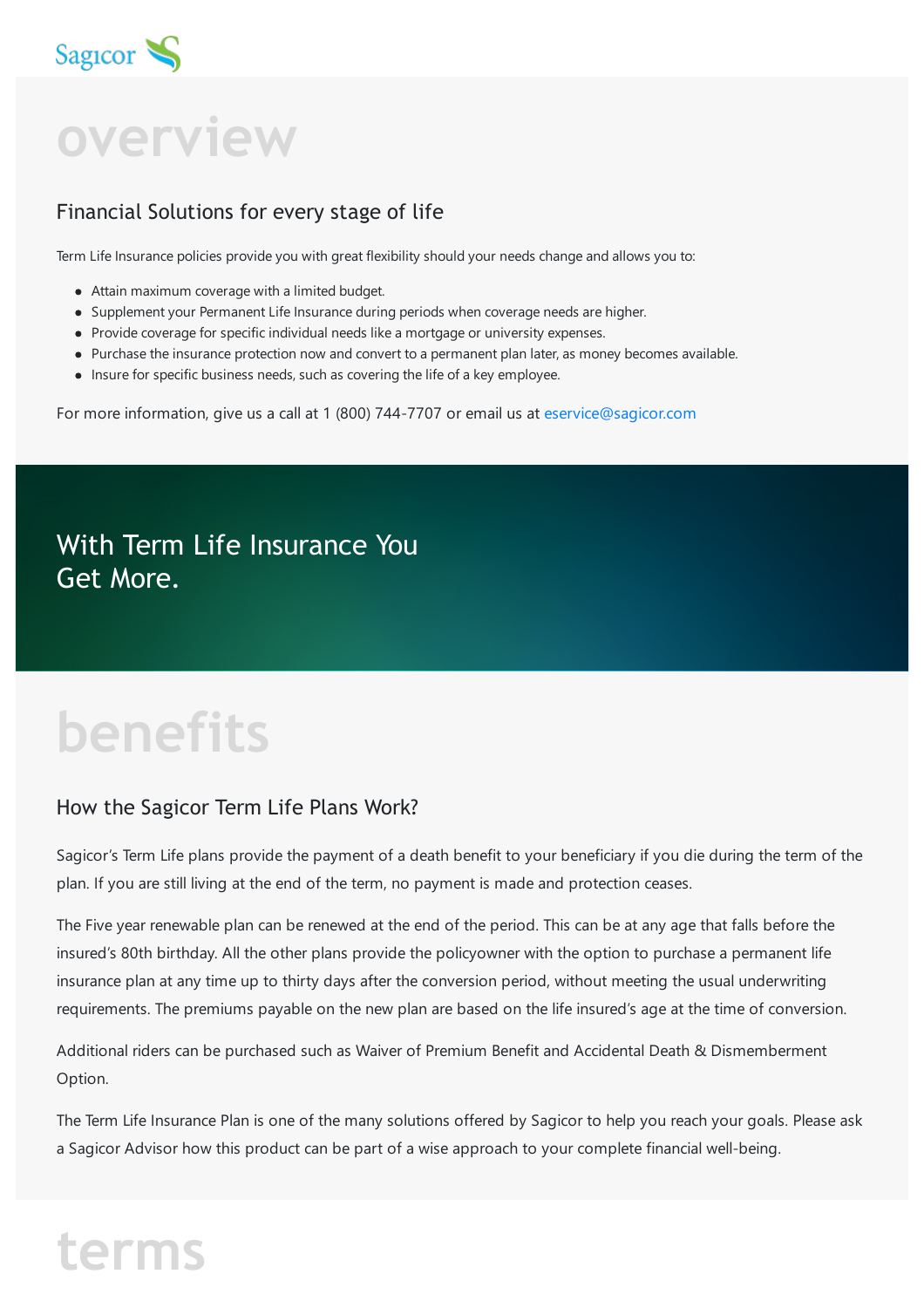Sagicor

# overview

## Financial Solutions for every stage of life

Term Life Insurance policies provide you with great flexibility should your needs change and allows you to:

- Attain maximum coverage with a limited budget.
- Supplement your Permanent Life Insurance during periods when coverage needs are higher.
- Provide coverage for specific individual needs like a mortgage or university expenses.
- Purchase the insurance protection now and convert to a permanent plan later, as money becomes available.
- Insure for specific business needs, such as covering the life of a key employee.

For more information, give us a call at 1 (800) 744-7707 or email us at eservice@sagicor.com

## With Term Life Insurance You Get More.

# benefits

## How the Sagicor Term Life Plans Work?

Sagicor's Term Life plans provide the payment of a death benefit to your beneficiary if you die during the term of the plan. If you are still living at the end of the term, no payment is made and protection ceases.

The Five year renewable plan can be renewed at the end of the period. This can be at any age that falls before the insured's 80th birthday. All the other plans provide the policyowner with the option to purchase a permanent life insurance plan at any time up to thirty days after the conversion period, without meeting the usual underwriting requirements. The premiums payable on the new plan are based on the life insured's age at the time of conversion.

Additional riders can be purchased such as Waiver of Premium Benefit and Accidental Death & Dismemberment Option.

The Term Life Insurance Plan is one of the many solutions offered by Sagicor to help you reach your goals. Please ask a Sagicor Advisor how this product can be part of a wise approach to your complete financial well-being.

# terms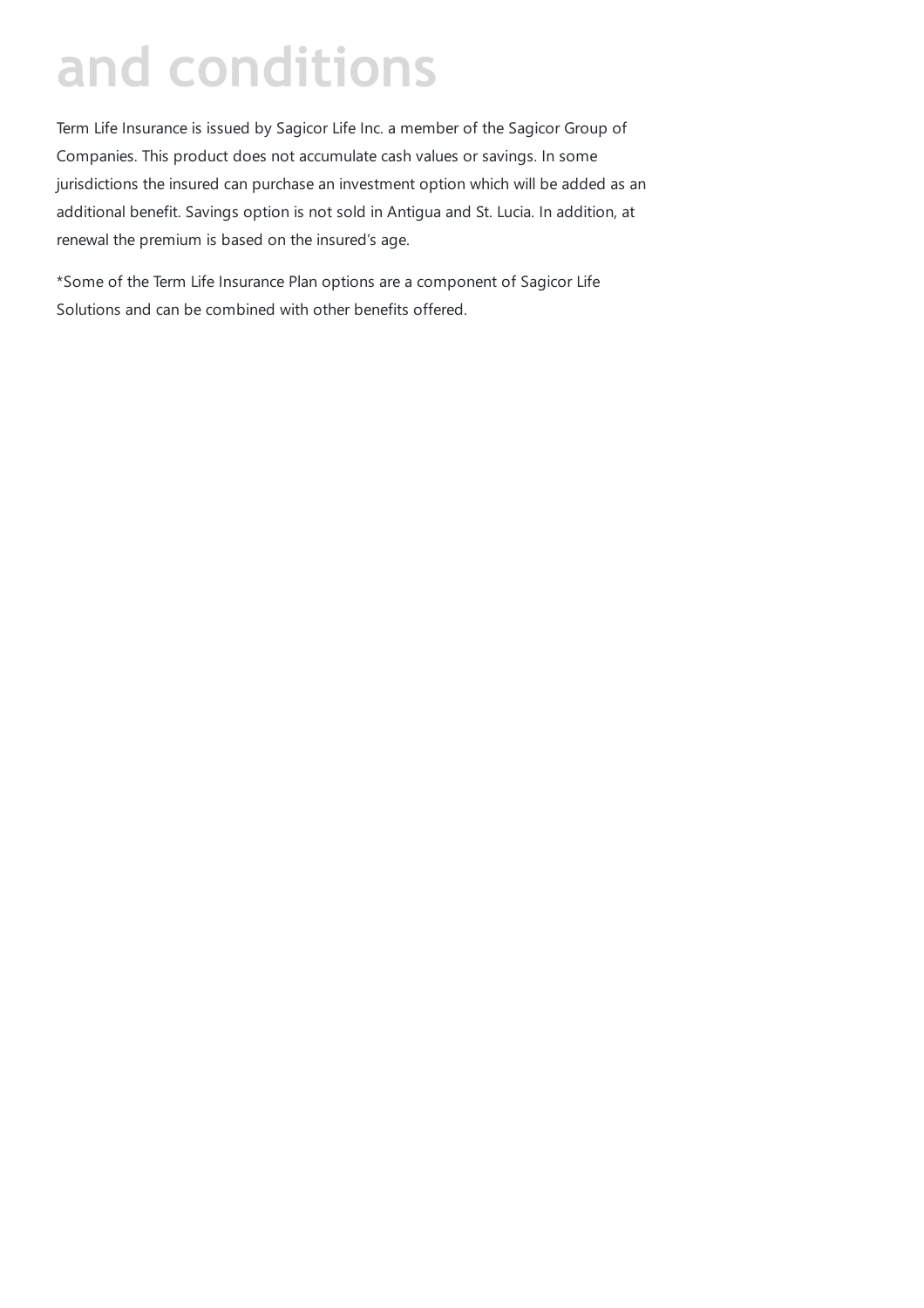# and conditions

Term Life Insurance is issued by Sagicor Life Inc. a member of the Sagicor Group of Companies. This product does not accumulate cash values or savings. In some jurisdictions the insured can purchase an investment option which will be added as an additional benefit. Savings option is not sold in Antigua and St. Lucia. In addition, at renewal the premium is based on the insured's age.

*Some of the Term Life Insurance Plan options are a component of Sagicor Life Solutions and can be combined with other benefits offered.